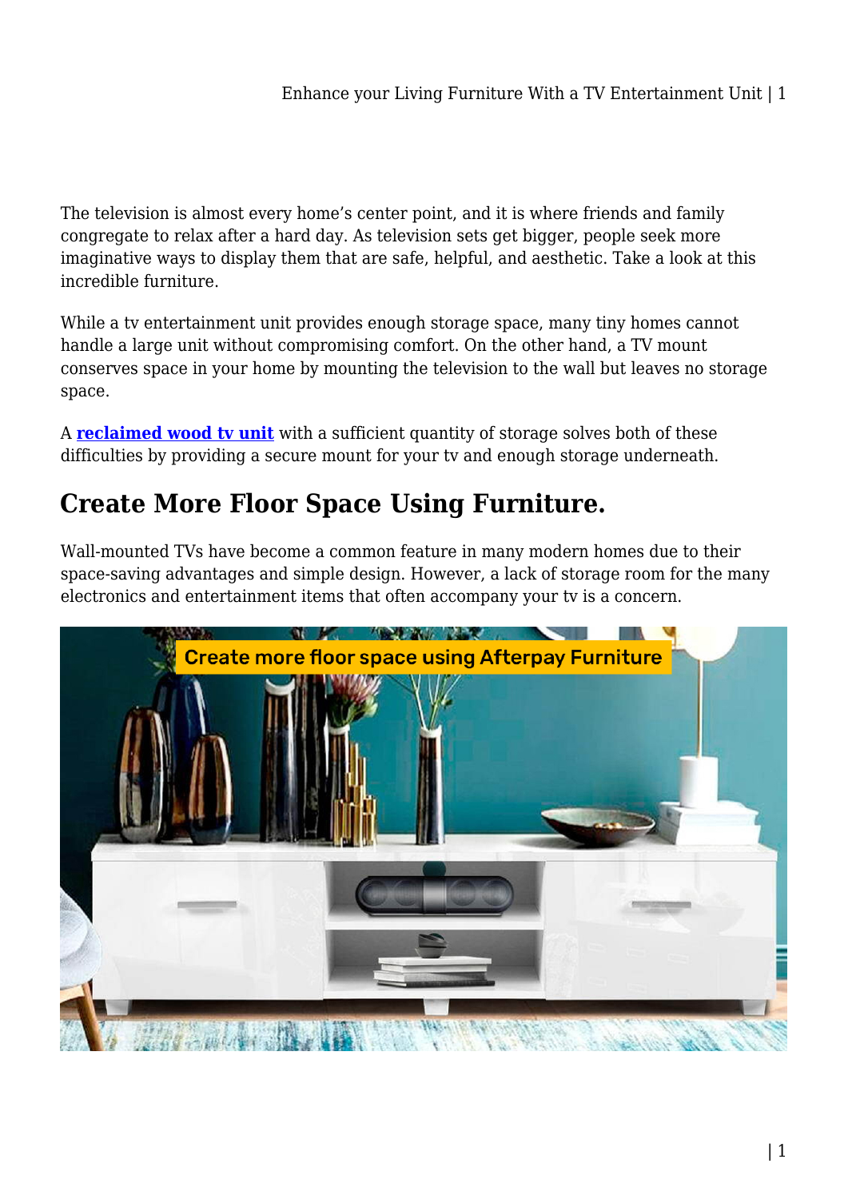The television is almost every home's center point, and it is where friends and family congregate to relax after a hard day. As television sets get bigger, people seek more imaginative ways to display them that are safe, helpful, and aesthetic. Take a look at this incredible furniture.

While a tv entertainment unit provides enough storage space, many tiny homes cannot handle a large unit without compromising comfort. On the other hand, a TV mount conserves space in your home by mounting the television to the wall but leaves no storage space.

A **reclaimed wood tv unit** with a sufficient quantity of storage solves both of these difficulties by providing a secure mount for your tv and enough storage underneath.

## Create More Floor Space Using Furniture.

Wall-mounted TVs have become a common feature in many modern homes due to their space-saving advantages and simple design. However, a lack of storage room for the many electronics and entertainment items that often accompany your tv is a concern.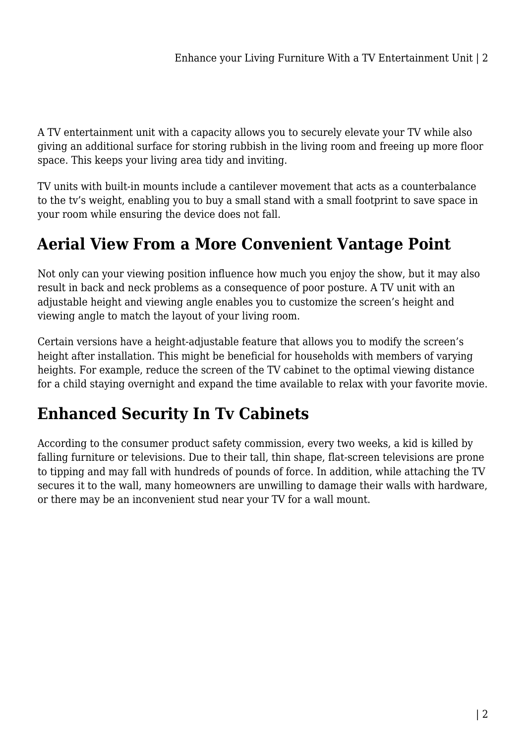A TV entertainment unit with a capacity allows you to securely elevate your TV while also giving an additional surface for storing rubbish in the living room and freeing up more floor space. This keeps your living area tidy and inviting.

TV units with built-in mounts include a cantilever movement that acts as a counterbalance to the tv's weight, enabling you to buy a small stand with a small footprint to save space in your room while ensuring the device does not fall.

## Aerial View From a More Convenient Vantage Point

Not only can your viewing position influence how much you enjoy the show, but it may also result in back and neck problems as a consequence of poor posture. A TV unit with an adjustable height and viewing angle enables you to customize the screen's height and viewing angle to match the layout of your living room.

Certain versions have a height-adjustable feature that allows you to modify the screen's height after installation. This might be beneficial for households with members of varying heights. For example, reduce the screen of the TV cabinet to the optimal viewing distance for a child staying overnight and expand the time available to relax with your favorite movie.

## Enhanced Security In Tv Cabinets

According to the consumer product safety commission, every two weeks, a kid is killed by falling furniture or televisions. Due to their tall, thin shape, flat-screen televisions are prone to tipping and may fall with hundreds of pounds of force. In addition, while attaching the TV secures it to the wall, many homeowners are unwilling to damage their walls with hardware, or there may be an inconvenient stud near your TV for a wall mount.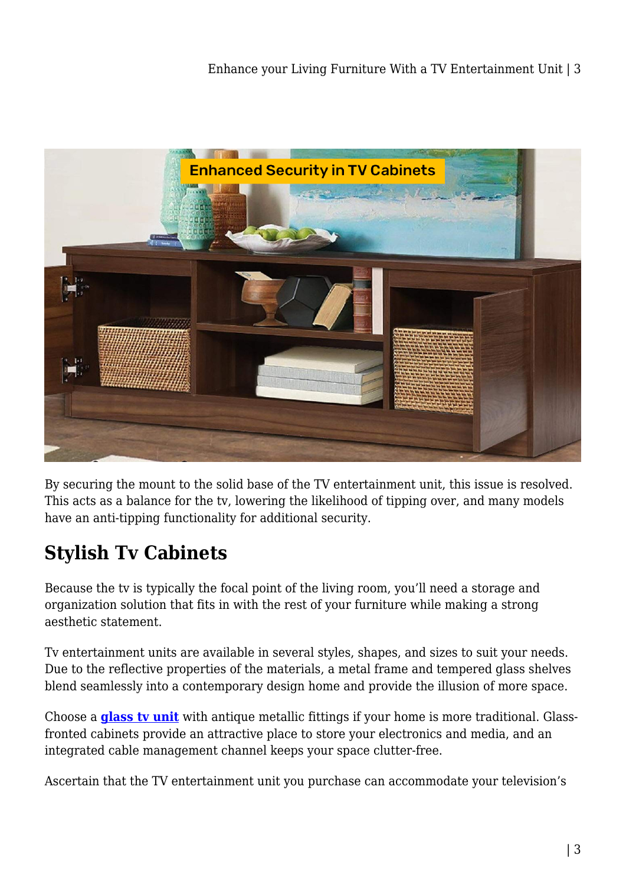By securing the mount to the solid base of the TV entertainment unit, this issue is resolved. This acts as a balance for the tv, lowering the likelihood of tipping over, and many models have an anti-tipping functionality for additional security.

## Stylish Tv Cabinets

Because the tv is typically the focal point of the living room, you'll need a storage and organization solution that fits in with the rest of your furniture while making a strong aesthetic statement.

Tv entertainment units are available in several styles, shapes, and sizes to suit your needs. Due to the reflective properties of the materials, a metal frame and tempered glass shelves blend seamlessly into a contemporary design home and provide the illusion of more space.

Choose a **glass tv unit** with antique metallic fittings if your home is more traditional. Glass-fronted cabinets provide an attractive place to store your electronics and media, and an integrated cable management channel keeps your space clutter-free.

Ascertain that the TV entertainment unit you purchase can accommodate your television's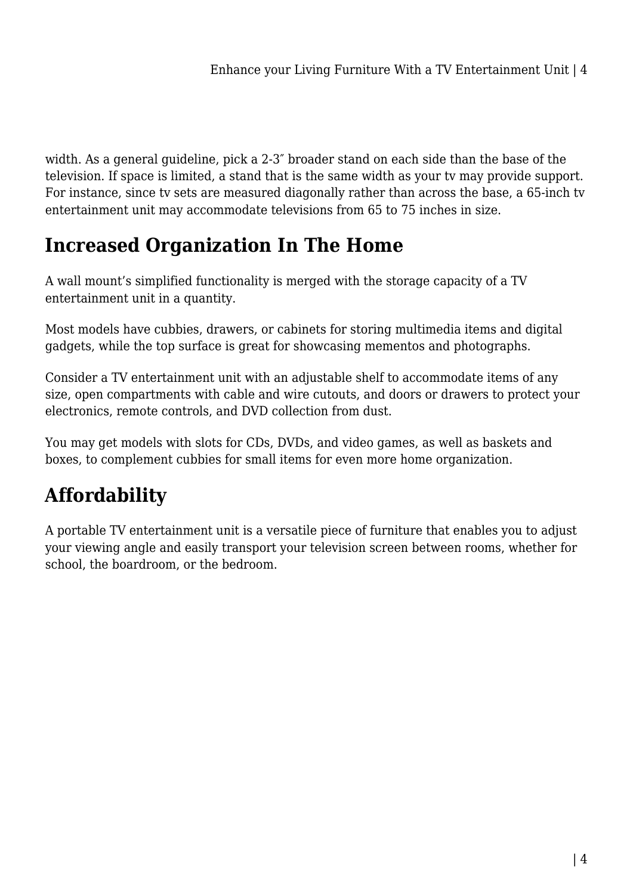width. As a general guideline, pick a 2-3″ broader stand on each side than the base of the television. If space is limited, a stand that is the same width as your tv may provide support. For instance, since tv sets are measured diagonally rather than across the base, a 65-inch tv entertainment unit may accommodate televisions from 65 to 75 inches in size.

## Increased Organization In The Home

A wall mount's simplified functionality is merged with the storage capacity of a TV entertainment unit in a quantity.

Most models have cubbies, drawers, or cabinets for storing multimedia items and digital gadgets, while the top surface is great for showcasing mementos and photographs.

Consider a TV entertainment unit with an adjustable shelf to accommodate items of any size, open compartments with cable and wire cutouts, and doors or drawers to protect your electronics, remote controls, and DVD collection from dust.

You may get models with slots for CDs, DVDs, and video games, as well as baskets and boxes, to complement cubbies for small items for even more home organization.

## Affordability

A portable TV entertainment unit is a versatile piece of furniture that enables you to adjust your viewing angle and easily transport your television screen between rooms, whether for school, the boardroom, or the bedroom.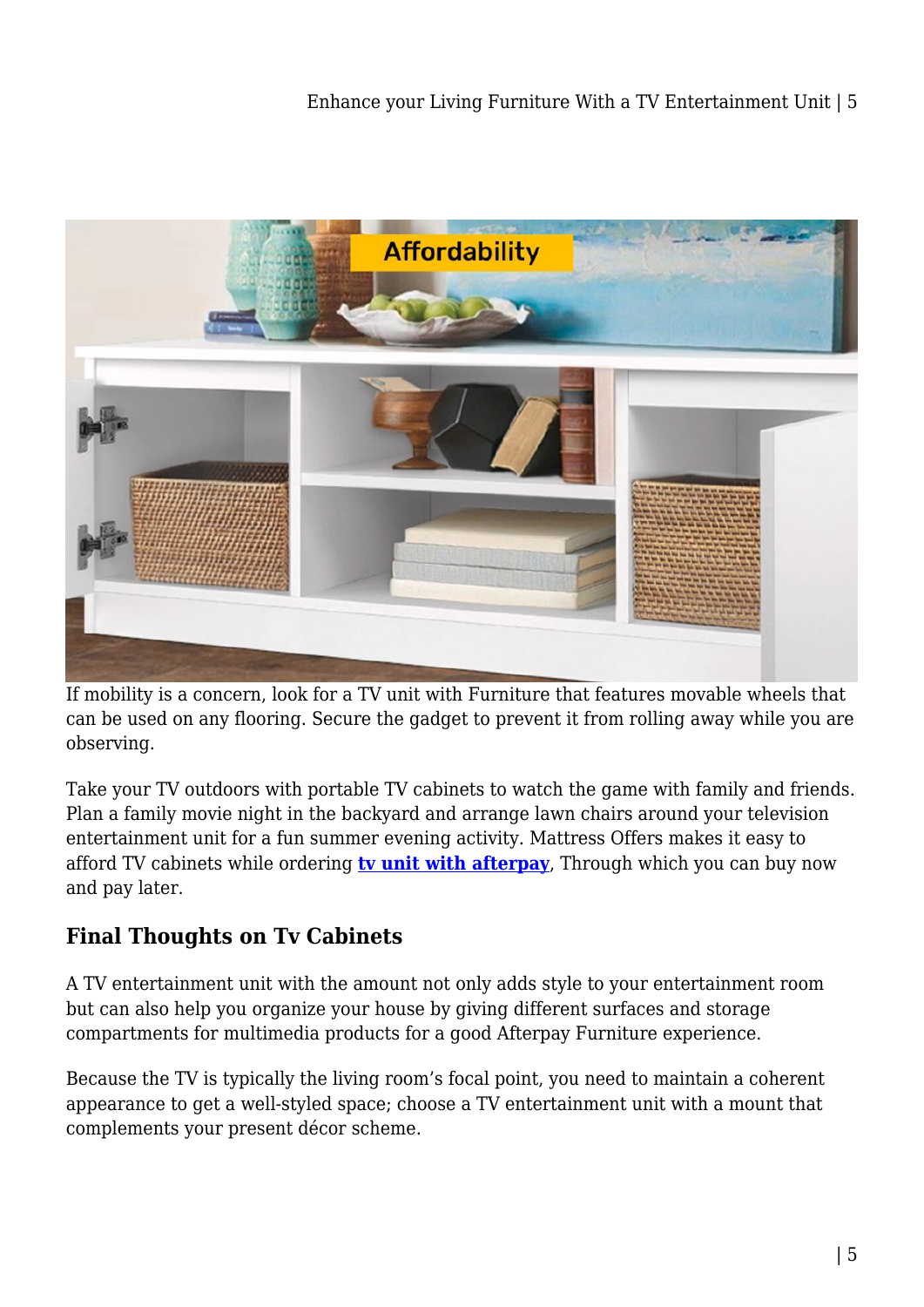If mobility is a concern, look for a TV unit with Furniture that features movable wheels that can be used on any flooring. Secure the gadget to prevent it from rolling away while you are observing.

Take your TV outdoors with portable TV cabinets to watch the game with family and friends. Plan a family movie night in the backyard and arrange lawn chairs around your television entertainment unit for a fun summer evening activity. Mattress Offers makes it easy to afford TV cabinets while ordering **tv unit with afterpay**, Through which you can buy now and pay later.

## Final Thoughts on Tv Cabinets

A TV entertainment unit with the amount not only adds style to your entertainment room but can also help you organize your house by giving different surfaces and storage compartments for multimedia products for a good Afterpay Furniture experience.

Because the TV is typically the living room's focal point, you need to maintain a coherent appearance to get a well-styled space; choose a TV entertainment unit with a mount that complements your present décor scheme.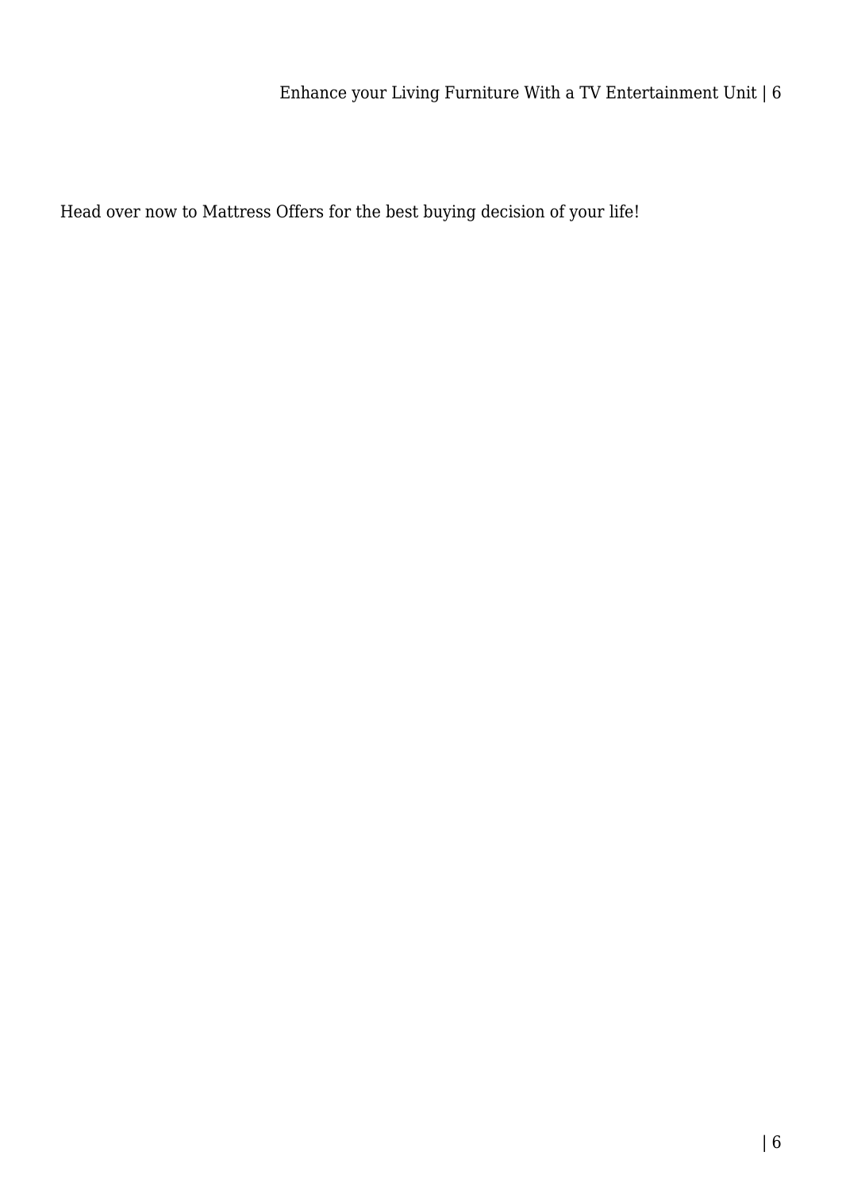Head over now to Mattress Offers for the best buying decision of your life!